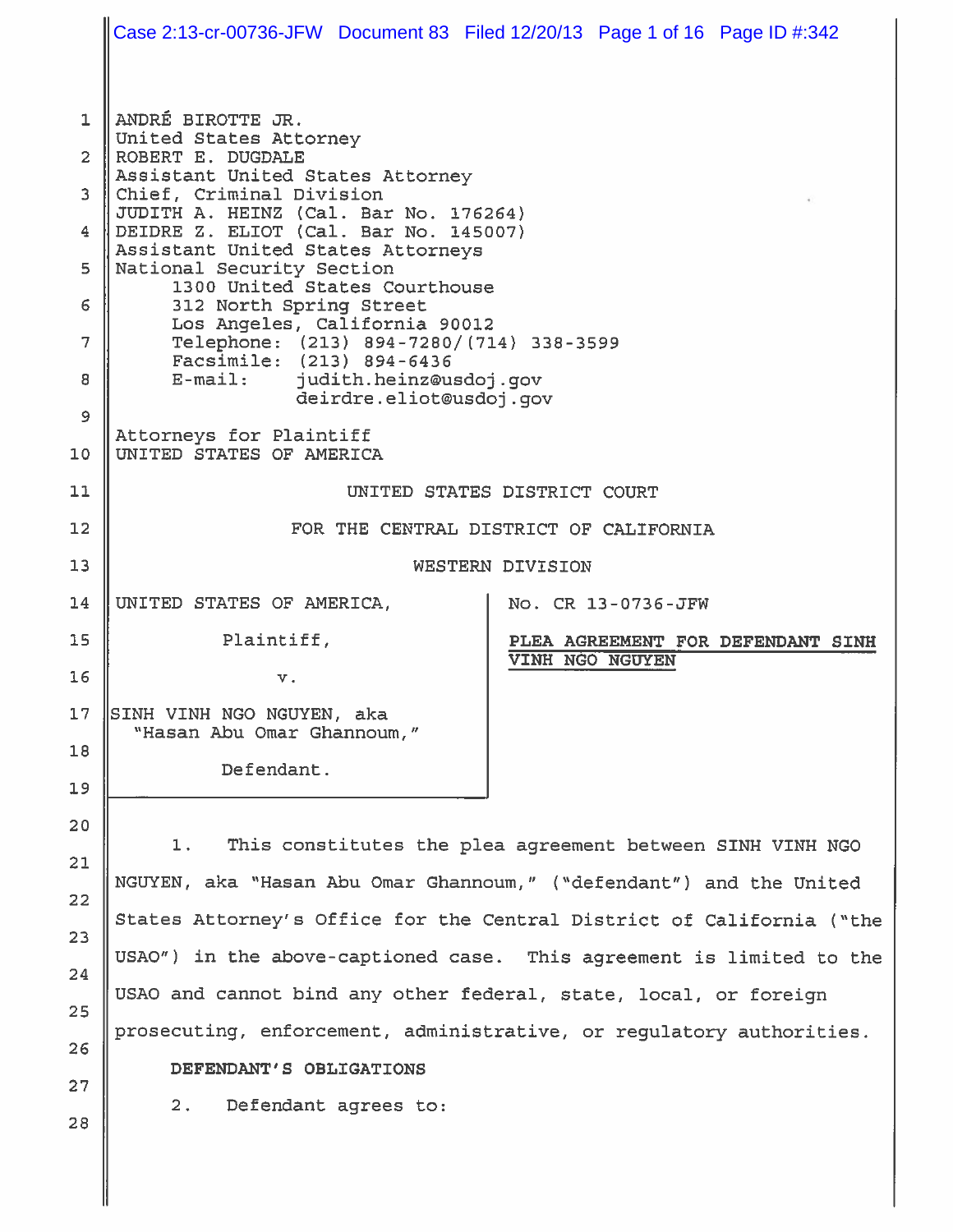ANDRÉ BIROTTE JR.
United States Attorney
ROBERT E. DUGDALE
Assistant United States Attorney
Chief, Criminal Division
JUDITH A. HEINZ (Cal. Bar No. 176264)
DEIDRE Z. ELIOT (Cal. Bar No. 145007)
Assistant United States Attorneys
National Security Section
1300 United States Courthouse
312 North Spring Street
Los Angeles, California 90012
Telephone: (213) 894-7280/(714) 338-3599
Facsimile: (213) 894-6436
E-mail: judith.heinz@usdoj.gov
deirdre.eliot@usdoj.gov

Attorneys for Plaintiff
UNITED STATES OF AMERICA

UNITED STATES DISTRICT COURT

FOR THE CENTRAL DISTRICT OF CALIFORNIA

WESTERN DIVISION

| | |
|---|---|
| UNITED STATES OF AMERICA,<br><br>Plaintiff,<br><br>v.<br><br>SINH VINH NGO NGUYEN, aka "Hasan Abu Omar Ghannoum,"<br><br>Defendant. | No. CR 13-0736-JFW<br><br>**PLEA AGREEMENT FOR DEFENDANT SINH VINH NGO NGUYEN** |

1. This constitutes the plea agreement between SINH VINH NGO NGUYEN, aka "Hasan Abu Omar Ghannoum," ("defendant") and the United States Attorney's Office for the Central District of California ("the USAO") in the above-captioned case. This agreement is limited to the USAO and cannot bind any other federal, state, local, or foreign prosecuting, enforcement, administrative, or regulatory authorities.

**DEFENDANT'S OBLIGATIONS**

2. Defendant agrees to: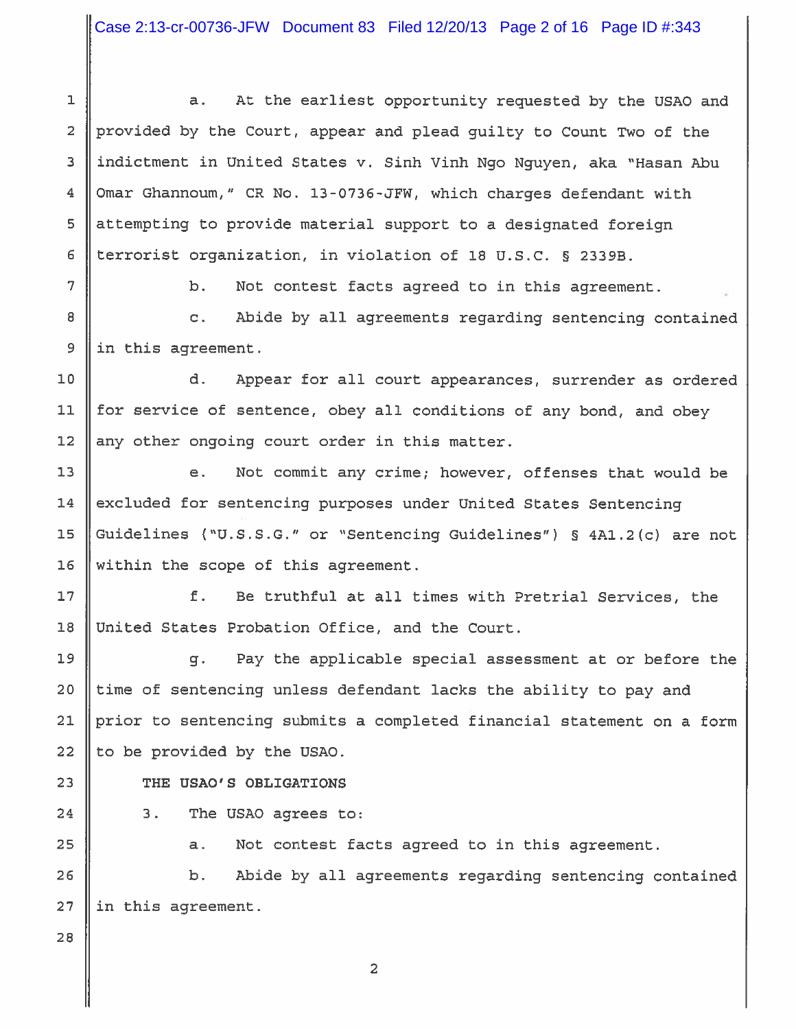a. At the earliest opportunity requested by the USAO and provided by the Court, appear and plead guilty to Count Two of the indictment in United States v. Sinh Vinh Ngo Nguyen, aka "Hasan Abu Omar Ghannoum," CR No. 13-0736-JFW, which charges defendant with attempting to provide material support to a designated foreign terrorist organization, in violation of 18 U.S.C. § 2339B.

b. Not contest facts agreed to in this agreement.

c. Abide by all agreements regarding sentencing contained in this agreement.

d. Appear for all court appearances, surrender as ordered for service of sentence, obey all conditions of any bond, and obey any other ongoing court order in this matter.

e. Not commit any crime; however, offenses that would be excluded for sentencing purposes under United States Sentencing Guidelines ("U.S.S.G." or "Sentencing Guidelines") § 4A1.2(c) are not within the scope of this agreement.

f. Be truthful at all times with Pretrial Services, the United States Probation Office, and the Court.

g. Pay the applicable special assessment at or before the time of sentencing unless defendant lacks the ability to pay and prior to sentencing submits a completed financial statement on a form to be provided by the USAO.

**THE USAO'S OBLIGATIONS**

3. The USAO agrees to:

a. Not contest facts agreed to in this agreement.

b. Abide by all agreements regarding sentencing contained in this agreement.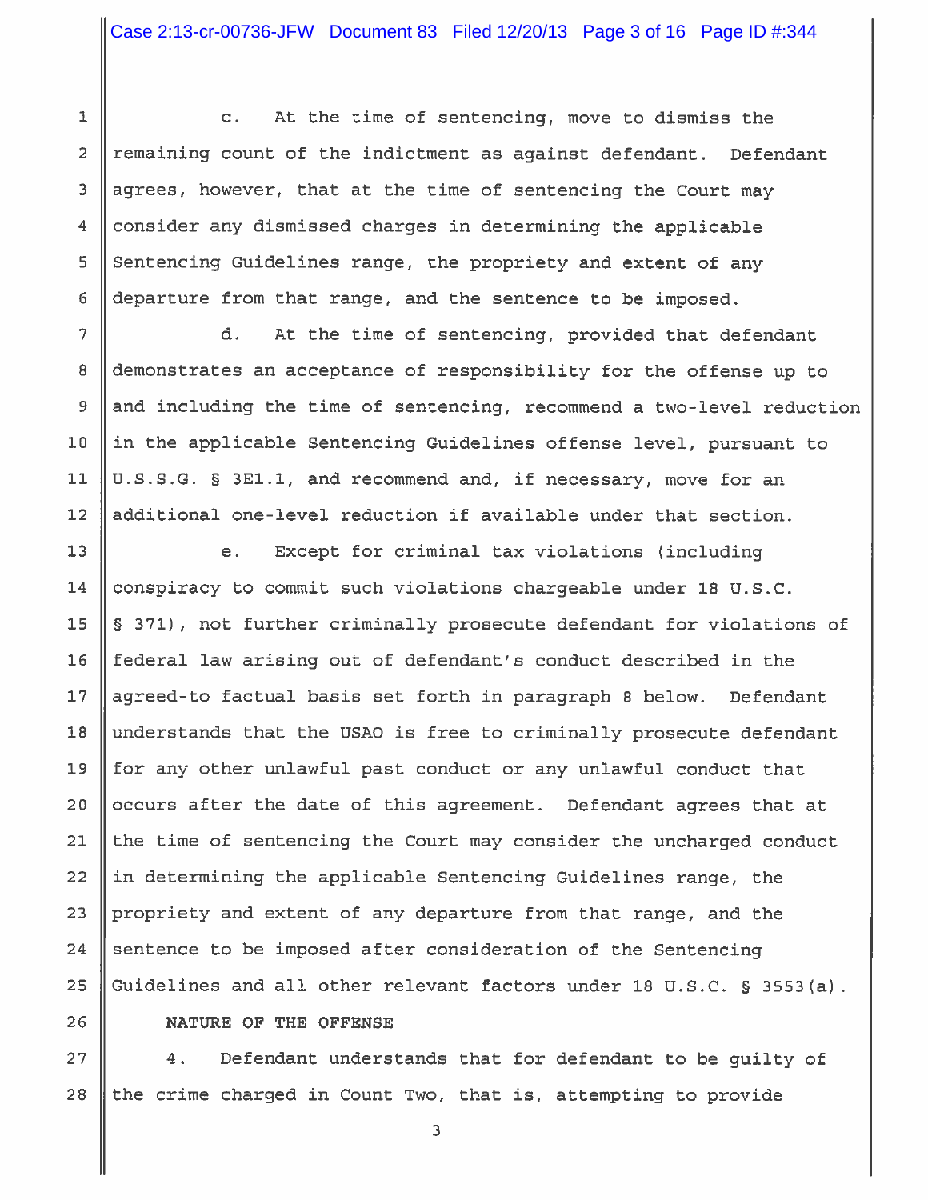c. At the time of sentencing, move to dismiss the remaining count of the indictment as against defendant. Defendant agrees, however, that at the time of sentencing the Court may consider any dismissed charges in determining the applicable Sentencing Guidelines range, the propriety and extent of any departure from that range, and the sentence to be imposed.

d. At the time of sentencing, provided that defendant demonstrates an acceptance of responsibility for the offense up to and including the time of sentencing, recommend a two-level reduction in the applicable Sentencing Guidelines offense level, pursuant to U.S.S.G. § 3E1.1, and recommend and, if necessary, move for an additional one-level reduction if available under that section.

e. Except for criminal tax violations (including conspiracy to commit such violations chargeable under 18 U.S.C. § 371), not further criminally prosecute defendant for violations of federal law arising out of defendant's conduct described in the agreed-to factual basis set forth in paragraph 8 below. Defendant understands that the USAO is free to criminally prosecute defendant for any other unlawful past conduct or any unlawful conduct that occurs after the date of this agreement. Defendant agrees that at the time of sentencing the Court may consider the uncharged conduct in determining the applicable Sentencing Guidelines range, the propriety and extent of any departure from that range, and the sentence to be imposed after consideration of the Sentencing Guidelines and all other relevant factors under 18 U.S.C. § 3553(a).

**NATURE OF THE OFFENSE**

4. Defendant understands that for defendant to be guilty of the crime charged in Count Two, that is, attempting to provide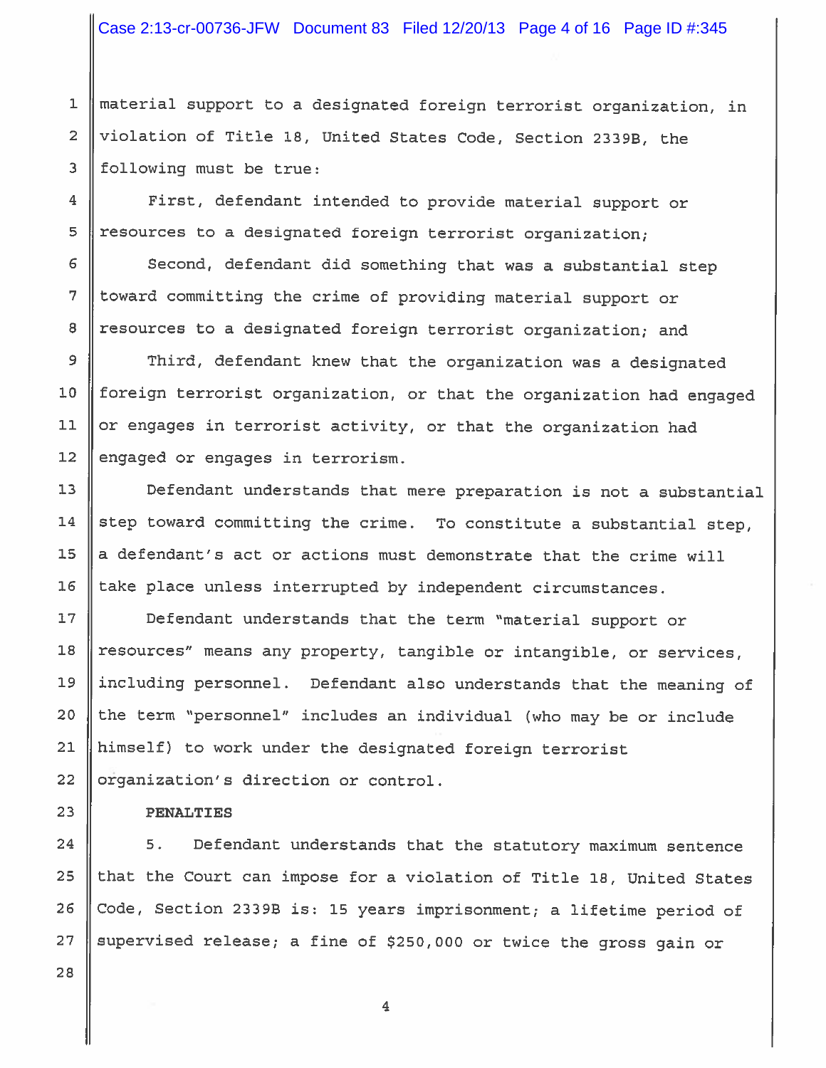material support to a designated foreign terrorist organization, in violation of Title 18, United States Code, Section 2339B, the following must be true:

First, defendant intended to provide material support or resources to a designated foreign terrorist organization;

Second, defendant did something that was a substantial step toward committing the crime of providing material support or resources to a designated foreign terrorist organization; and

Third, defendant knew that the organization was a designated foreign terrorist organization, or that the organization had engaged or engages in terrorist activity, or that the organization had engaged or engages in terrorism.

Defendant understands that mere preparation is not a substantial step toward committing the crime. To constitute a substantial step, a defendant's act or actions must demonstrate that the crime will take place unless interrupted by independent circumstances.

Defendant understands that the term "material support or resources" means any property, tangible or intangible, or services, including personnel. Defendant also understands that the meaning of the term "personnel" includes an individual (who may be or include himself) to work under the designated foreign terrorist organization's direction or control.

**PENALTIES**

5. Defendant understands that the statutory maximum sentence that the Court can impose for a violation of Title 18, United States Code, Section 2339B is: 15 years imprisonment; a lifetime period of supervised release; a fine of $250,000 or twice the gross gain or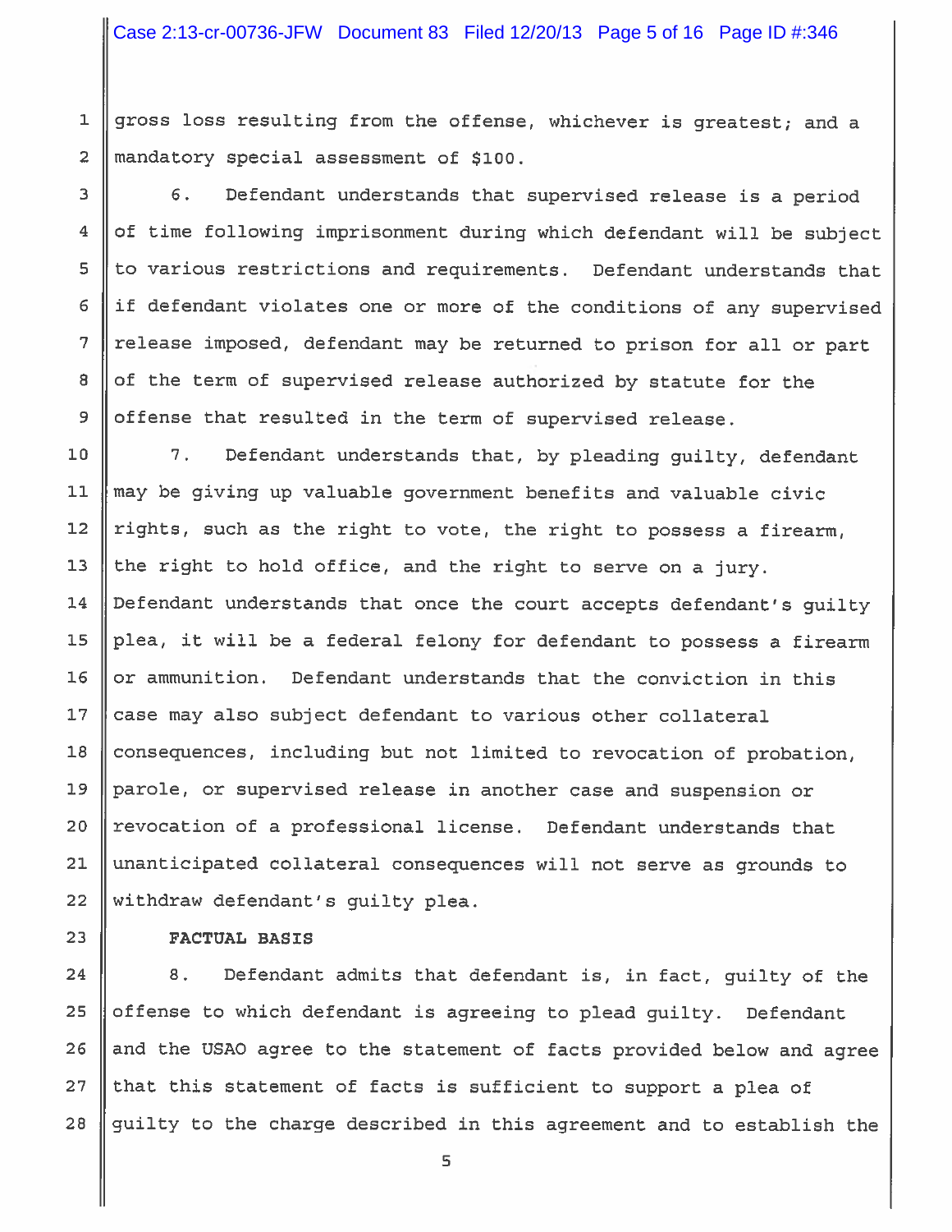gross loss resulting from the offense, whichever is greatest; and a mandatory special assessment of $100.

6. Defendant understands that supervised release is a period of time following imprisonment during which defendant will be subject to various restrictions and requirements. Defendant understands that if defendant violates one or more of the conditions of any supervised release imposed, defendant may be returned to prison for all or part of the term of supervised release authorized by statute for the offense that resulted in the term of supervised release.

7. Defendant understands that, by pleading guilty, defendant may be giving up valuable government benefits and valuable civic rights, such as the right to vote, the right to possess a firearm, the right to hold office, and the right to serve on a jury. Defendant understands that once the court accepts defendant's guilty plea, it will be a federal felony for defendant to possess a firearm or ammunition. Defendant understands that the conviction in this case may also subject defendant to various other collateral consequences, including but not limited to revocation of probation, parole, or supervised release in another case and suspension or revocation of a professional license. Defendant understands that unanticipated collateral consequences will not serve as grounds to withdraw defendant's guilty plea.

**FACTUAL BASIS**

8. Defendant admits that defendant is, in fact, guilty of the offense to which defendant is agreeing to plead guilty. Defendant and the USAO agree to the statement of facts provided below and agree that this statement of facts is sufficient to support a plea of guilty to the charge described in this agreement and to establish the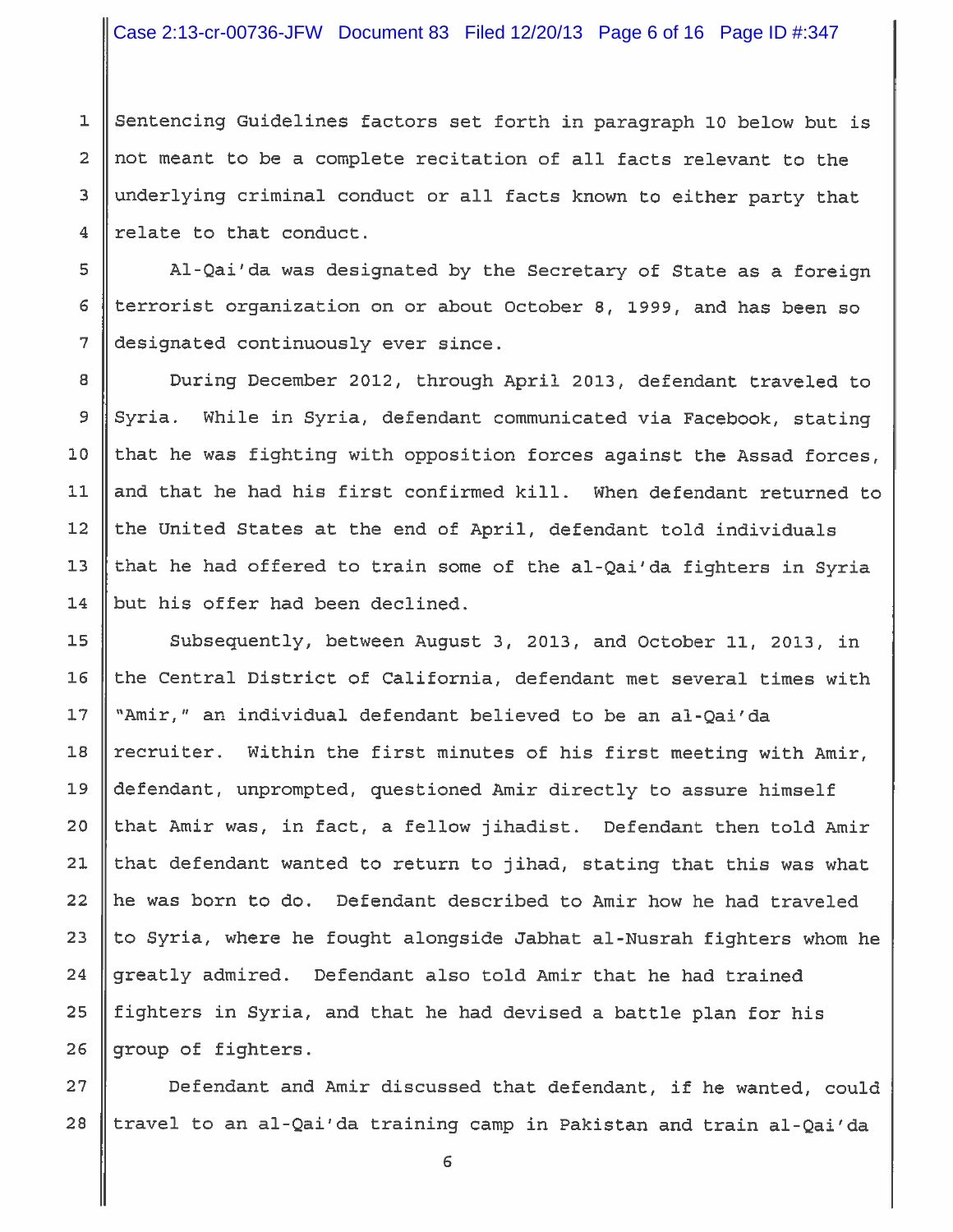Sentencing Guidelines factors set forth in paragraph 10 below but is not meant to be a complete recitation of all facts relevant to the underlying criminal conduct or all facts known to either party that relate to that conduct.

Al-Qai'da was designated by the Secretary of State as a foreign terrorist organization on or about October 8, 1999, and has been so designated continuously ever since.

During December 2012, through April 2013, defendant traveled to Syria. While in Syria, defendant communicated via Facebook, stating that he was fighting with opposition forces against the Assad forces, and that he had his first confirmed kill. When defendant returned to the United States at the end of April, defendant told individuals that he had offered to train some of the al-Qai'da fighters in Syria but his offer had been declined.

Subsequently, between August 3, 2013, and October 11, 2013, in the Central District of California, defendant met several times with "Amir," an individual defendant believed to be an al-Qai'da recruiter. Within the first minutes of his first meeting with Amir, defendant, unprompted, questioned Amir directly to assure himself that Amir was, in fact, a fellow jihadist. Defendant then told Amir that defendant wanted to return to jihad, stating that this was what he was born to do. Defendant described to Amir how he had traveled to Syria, where he fought alongside Jabhat al-Nusrah fighters whom he greatly admired. Defendant also told Amir that he had trained fighters in Syria, and that he had devised a battle plan for his group of fighters.

Defendant and Amir discussed that defendant, if he wanted, could travel to an al-Qai'da training camp in Pakistan and train al-Qai'da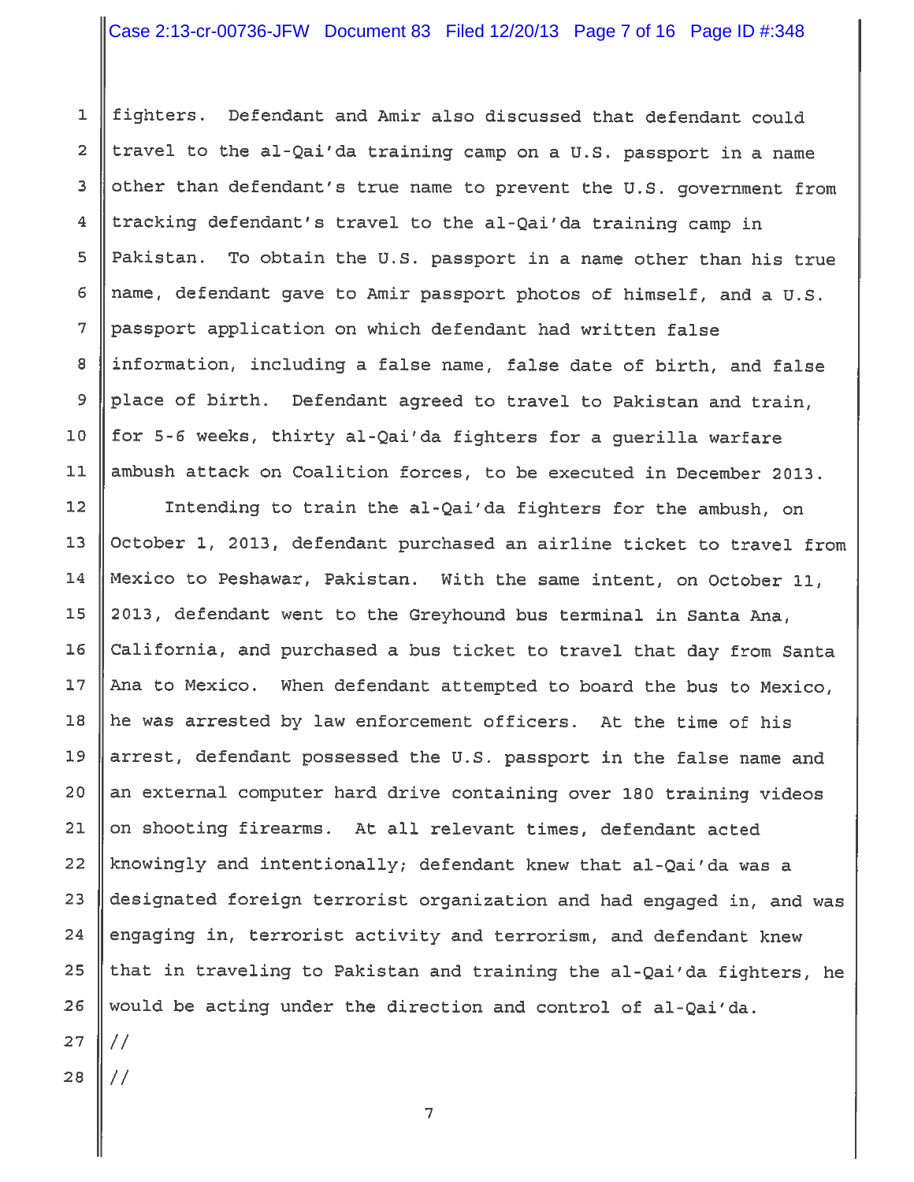fighters. Defendant and Amir also discussed that defendant could travel to the al-Qai'da training camp on a U.S. passport in a name other than defendant's true name to prevent the U.S. government from tracking defendant's travel to the al-Qai'da training camp in Pakistan. To obtain the U.S. passport in a name other than his true name, defendant gave to Amir passport photos of himself, and a U.S. passport application on which defendant had written false information, including a false name, false date of birth, and false place of birth. Defendant agreed to travel to Pakistan and train, for 5-6 weeks, thirty al-Qai'da fighters for a guerilla warfare ambush attack on Coalition forces, to be executed in December 2013.

Intending to train the al-Qai'da fighters for the ambush, on October 1, 2013, defendant purchased an airline ticket to travel from Mexico to Peshawar, Pakistan. With the same intent, on October 11, 2013, defendant went to the Greyhound bus terminal in Santa Ana, California, and purchased a bus ticket to travel that day from Santa Ana to Mexico. When defendant attempted to board the bus to Mexico, he was arrested by law enforcement officers. At the time of his arrest, defendant possessed the U.S. passport in the false name and an external computer hard drive containing over 180 training videos on shooting firearms. At all relevant times, defendant acted knowingly and intentionally; defendant knew that al-Qai'da was a designated foreign terrorist organization and had engaged in, and was engaging in, terrorist activity and terrorism, and defendant knew that in traveling to Pakistan and training the al-Qai'da fighters, he would be acting under the direction and control of al-Qai'da.

//

//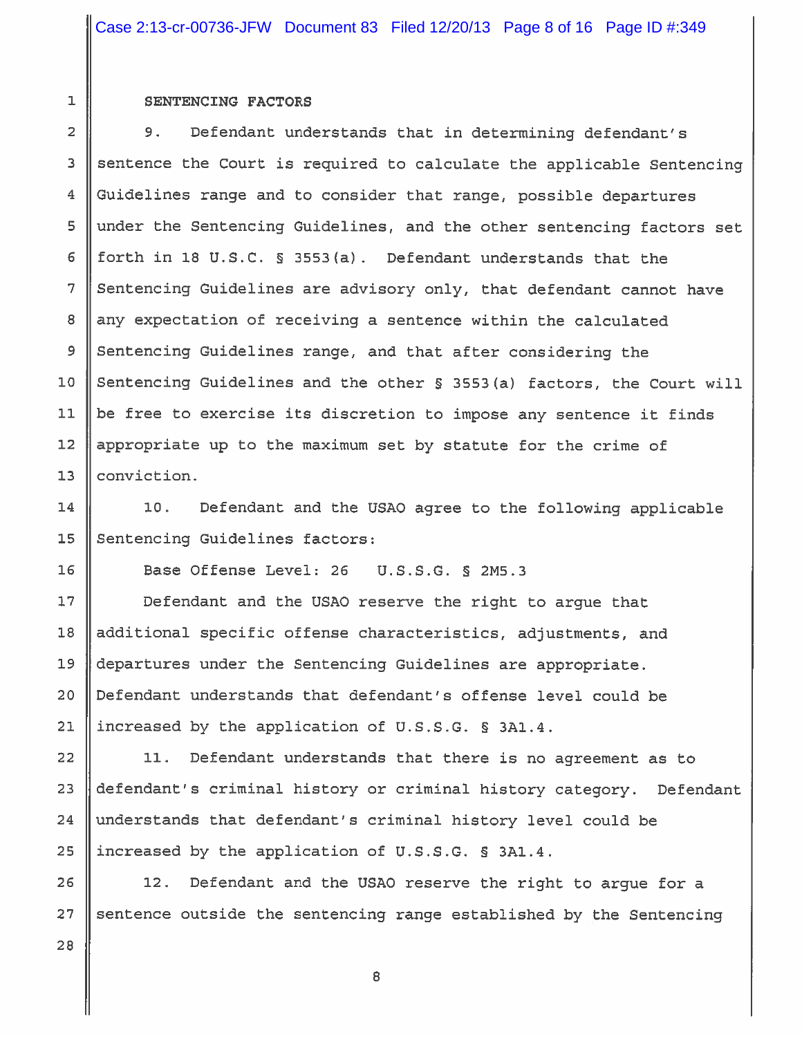**SENTENCING FACTORS**

9. Defendant understands that in determining defendant's sentence the Court is required to calculate the applicable Sentencing Guidelines range and to consider that range, possible departures under the Sentencing Guidelines, and the other sentencing factors set forth in 18 U.S.C. § 3553(a). Defendant understands that the Sentencing Guidelines are advisory only, that defendant cannot have any expectation of receiving a sentence within the calculated Sentencing Guidelines range, and that after considering the Sentencing Guidelines and the other § 3553(a) factors, the Court will be free to exercise its discretion to impose any sentence it finds appropriate up to the maximum set by statute for the crime of conviction.

10. Defendant and the USAO agree to the following applicable Sentencing Guidelines factors:

Base Offense Level: 26   U.S.S.G. § 2M5.3

Defendant and the USAO reserve the right to argue that additional specific offense characteristics, adjustments, and departures under the Sentencing Guidelines are appropriate. Defendant understands that defendant's offense level could be increased by the application of U.S.S.G. § 3A1.4.

11. Defendant understands that there is no agreement as to defendant's criminal history or criminal history category. Defendant understands that defendant's criminal history level could be increased by the application of U.S.S.G. § 3A1.4.

12. Defendant and the USAO reserve the right to argue for a sentence outside the sentencing range established by the Sentencing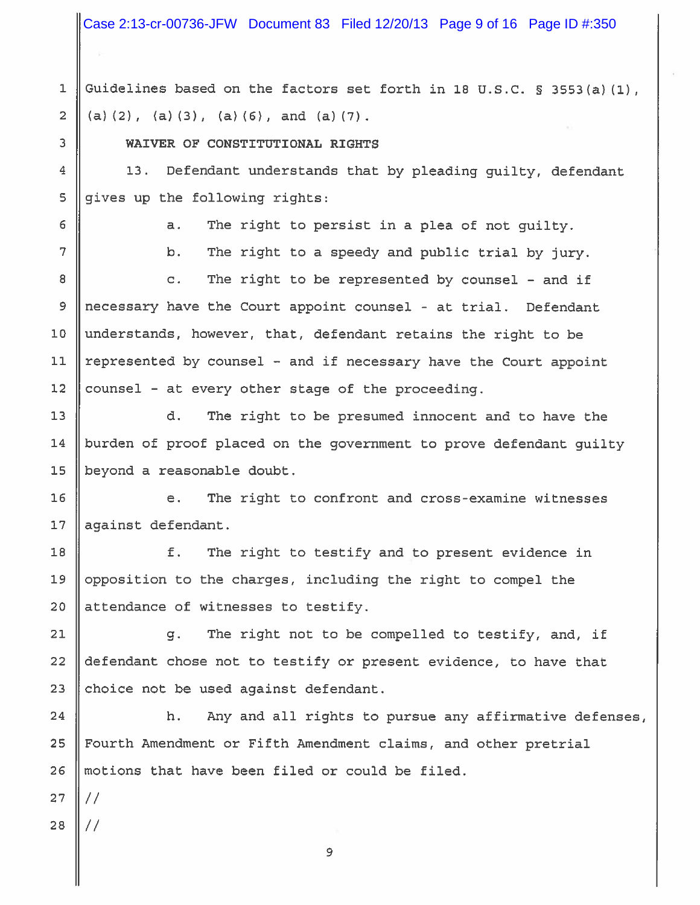Guidelines based on the factors set forth in 18 U.S.C. § 3553(a)(1), (a)(2), (a)(3), (a)(6), and (a)(7).

**WAIVER OF CONSTITUTIONAL RIGHTS**

13. Defendant understands that by pleading guilty, defendant gives up the following rights:

a. The right to persist in a plea of not guilty.

b. The right to a speedy and public trial by jury.

c. The right to be represented by counsel - and if necessary have the Court appoint counsel - at trial. Defendant understands, however, that, defendant retains the right to be represented by counsel - and if necessary have the Court appoint counsel - at every other stage of the proceeding.

d. The right to be presumed innocent and to have the burden of proof placed on the government to prove defendant guilty beyond a reasonable doubt.

e. The right to confront and cross-examine witnesses against defendant.

f. The right to testify and to present evidence in opposition to the charges, including the right to compel the attendance of witnesses to testify.

g. The right not to be compelled to testify, and, if defendant chose not to testify or present evidence, to have that choice not be used against defendant.

h. Any and all rights to pursue any affirmative defenses, Fourth Amendment or Fifth Amendment claims, and other pretrial motions that have been filed or could be filed.

//

//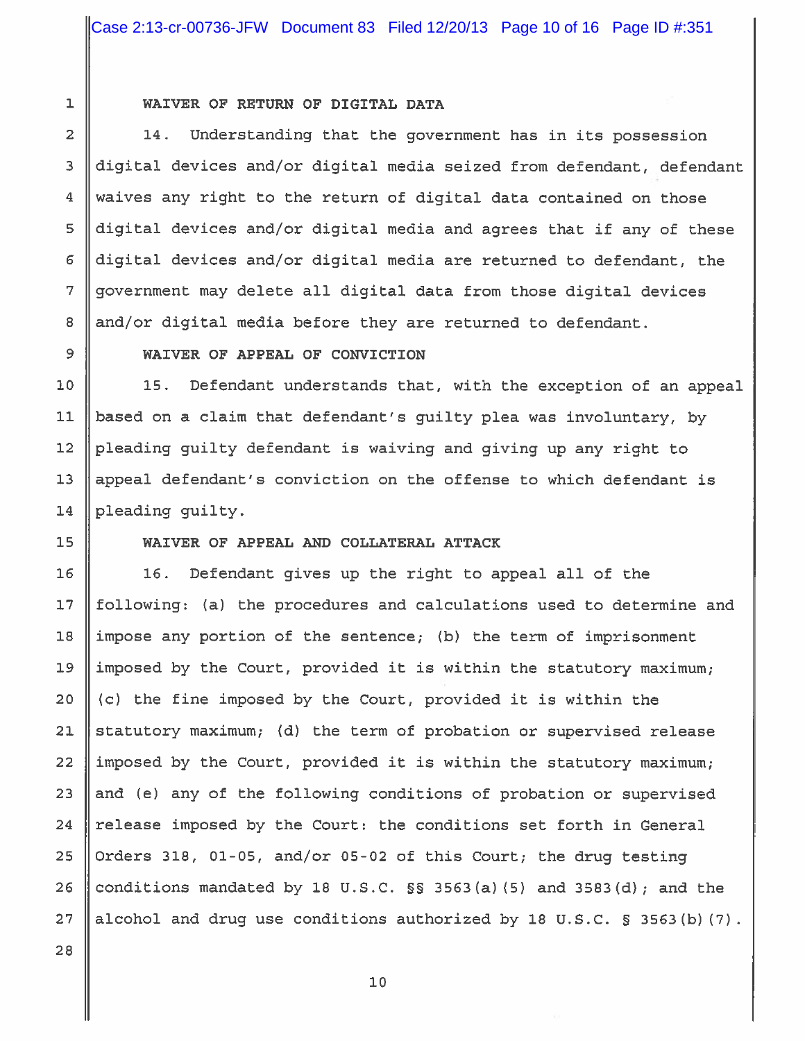**WAIVER OF RETURN OF DIGITAL DATA**

14. Understanding that the government has in its possession digital devices and/or digital media seized from defendant, defendant waives any right to the return of digital data contained on those digital devices and/or digital media and agrees that if any of these digital devices and/or digital media are returned to defendant, the government may delete all digital data from those digital devices and/or digital media before they are returned to defendant.

**WAIVER OF APPEAL OF CONVICTION**

15. Defendant understands that, with the exception of an appeal based on a claim that defendant's guilty plea was involuntary, by pleading guilty defendant is waiving and giving up any right to appeal defendant's conviction on the offense to which defendant is pleading guilty.

**WAIVER OF APPEAL AND COLLATERAL ATTACK**

16. Defendant gives up the right to appeal all of the following: (a) the procedures and calculations used to determine and impose any portion of the sentence; (b) the term of imprisonment imposed by the Court, provided it is within the statutory maximum; (c) the fine imposed by the Court, provided it is within the statutory maximum; (d) the term of probation or supervised release imposed by the Court, provided it is within the statutory maximum; and (e) any of the following conditions of probation or supervised release imposed by the Court: the conditions set forth in General Orders 318, 01-05, and/or 05-02 of this Court; the drug testing conditions mandated by 18 U.S.C. §§ 3563(a)(5) and 3583(d); and the alcohol and drug use conditions authorized by 18 U.S.C. § 3563(b)(7).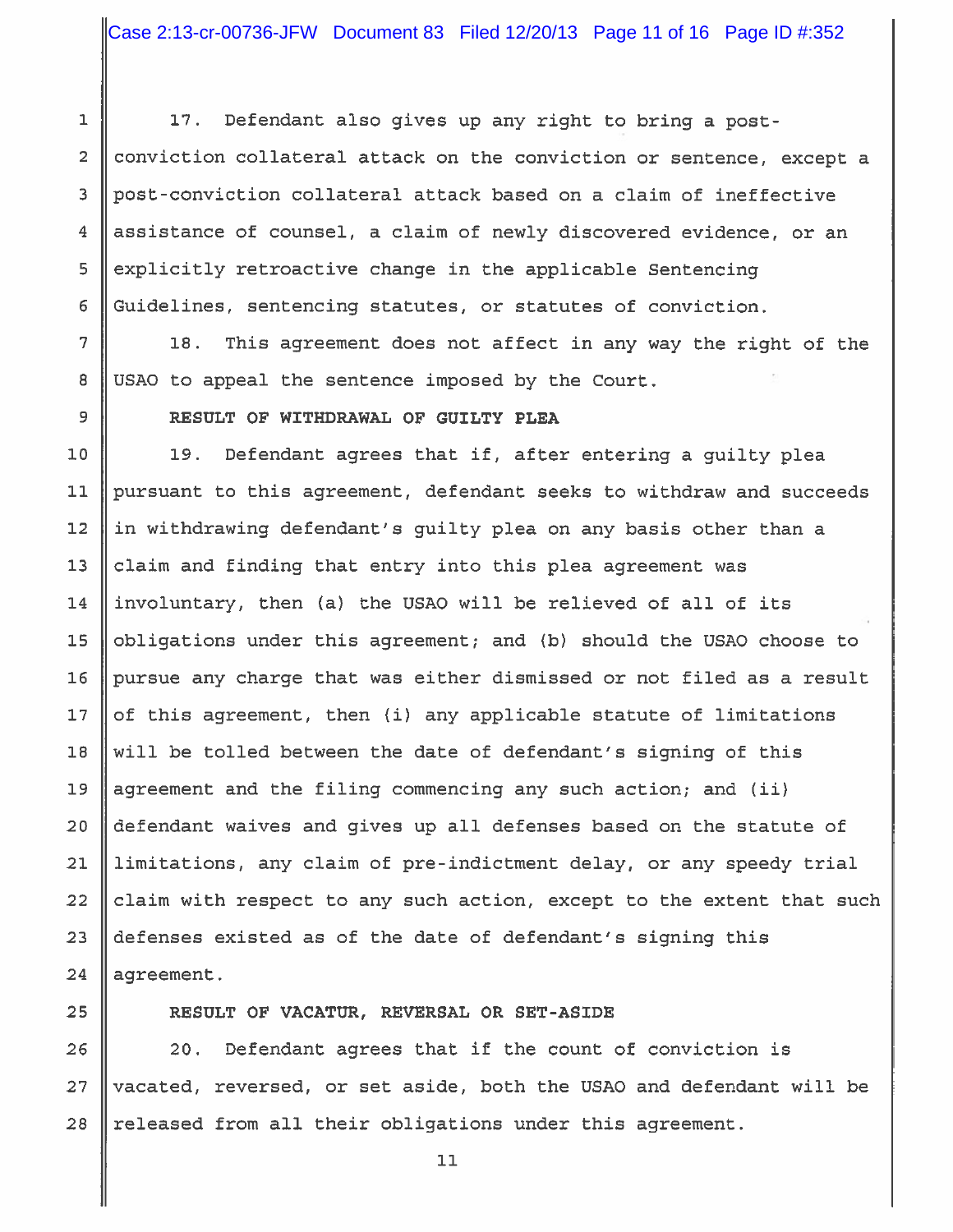17. Defendant also gives up any right to bring a post-conviction collateral attack on the conviction or sentence, except a post-conviction collateral attack based on a claim of ineffective assistance of counsel, a claim of newly discovered evidence, or an explicitly retroactive change in the applicable Sentencing Guidelines, sentencing statutes, or statutes of conviction.

18. This agreement does not affect in any way the right of the USAO to appeal the sentence imposed by the Court.

**RESULT OF WITHDRAWAL OF GUILTY PLEA**

19. Defendant agrees that if, after entering a guilty plea pursuant to this agreement, defendant seeks to withdraw and succeeds in withdrawing defendant's guilty plea on any basis other than a claim and finding that entry into this plea agreement was involuntary, then (a) the USAO will be relieved of all of its obligations under this agreement; and (b) should the USAO choose to pursue any charge that was either dismissed or not filed as a result of this agreement, then (i) any applicable statute of limitations will be tolled between the date of defendant's signing of this agreement and the filing commencing any such action; and (ii) defendant waives and gives up all defenses based on the statute of limitations, any claim of pre-indictment delay, or any speedy trial claim with respect to any such action, except to the extent that such defenses existed as of the date of defendant's signing this agreement.

**RESULT OF VACATUR, REVERSAL OR SET-ASIDE**

20. Defendant agrees that if the count of conviction is vacated, reversed, or set aside, both the USAO and defendant will be released from all their obligations under this agreement.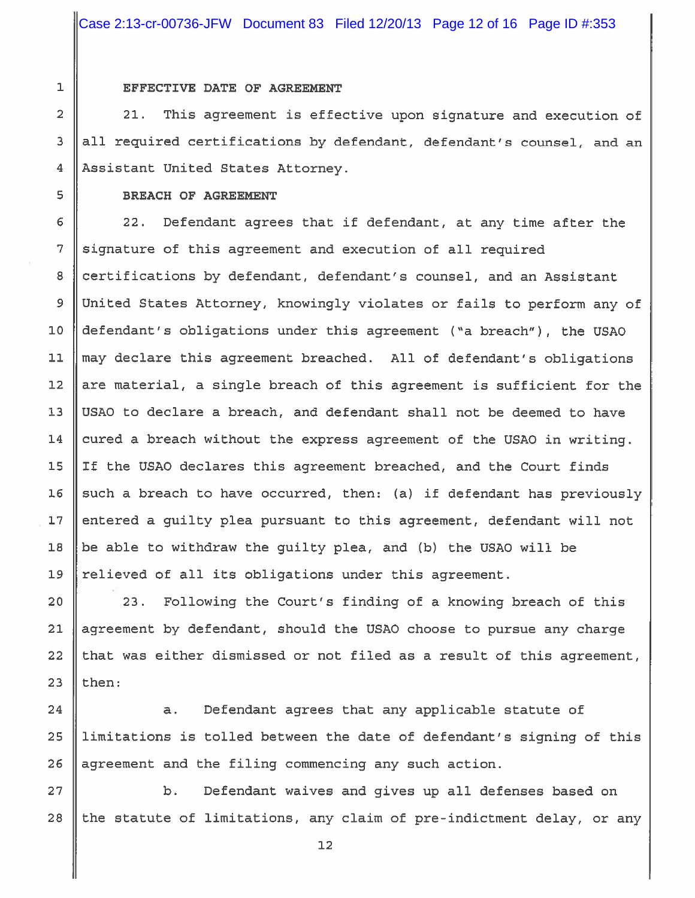**EFFECTIVE DATE OF AGREEMENT**

21. This agreement is effective upon signature and execution of all required certifications by defendant, defendant's counsel, and an Assistant United States Attorney.

**BREACH OF AGREEMENT**

22. Defendant agrees that if defendant, at any time after the signature of this agreement and execution of all required certifications by defendant, defendant's counsel, and an Assistant United States Attorney, knowingly violates or fails to perform any of defendant's obligations under this agreement ("a breach"), the USAO may declare this agreement breached. All of defendant's obligations are material, a single breach of this agreement is sufficient for the USAO to declare a breach, and defendant shall not be deemed to have cured a breach without the express agreement of the USAO in writing. If the USAO declares this agreement breached, and the Court finds such a breach to have occurred, then: (a) if defendant has previously entered a guilty plea pursuant to this agreement, defendant will not be able to withdraw the guilty plea, and (b) the USAO will be relieved of all its obligations under this agreement.

23. Following the Court's finding of a knowing breach of this agreement by defendant, should the USAO choose to pursue any charge that was either dismissed or not filed as a result of this agreement, then:

a. Defendant agrees that any applicable statute of limitations is tolled between the date of defendant's signing of this agreement and the filing commencing any such action.

b. Defendant waives and gives up all defenses based on the statute of limitations, any claim of pre-indictment delay, or any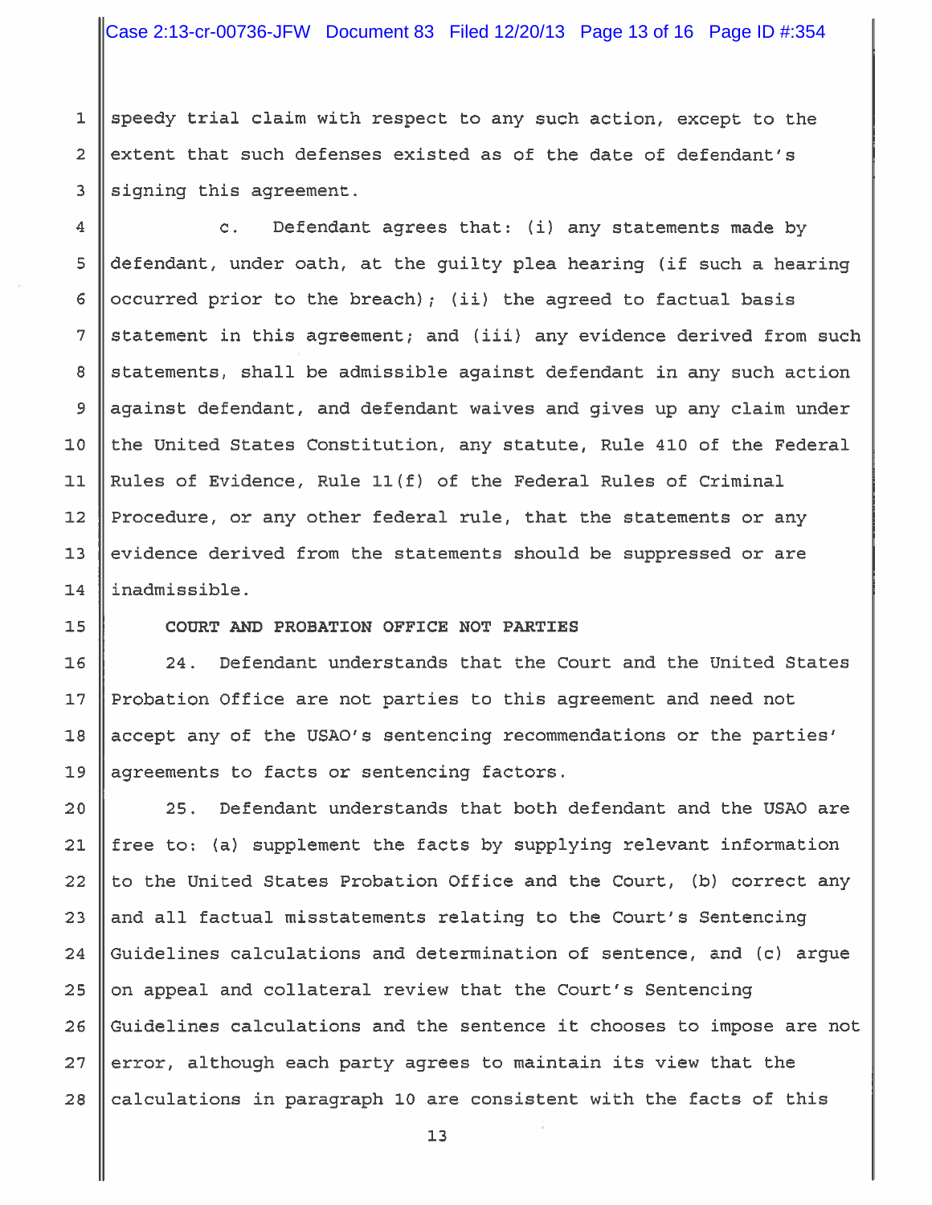speedy trial claim with respect to any such action, except to the extent that such defenses existed as of the date of defendant's signing this agreement.

c. Defendant agrees that: (i) any statements made by defendant, under oath, at the guilty plea hearing (if such a hearing occurred prior to the breach); (ii) the agreed to factual basis statement in this agreement; and (iii) any evidence derived from such statements, shall be admissible against defendant in any such action against defendant, and defendant waives and gives up any claim under the United States Constitution, any statute, Rule 410 of the Federal Rules of Evidence, Rule 11(f) of the Federal Rules of Criminal Procedure, or any other federal rule, that the statements or any evidence derived from the statements should be suppressed or are inadmissible.

**COURT AND PROBATION OFFICE NOT PARTIES**

24. Defendant understands that the Court and the United States Probation Office are not parties to this agreement and need not accept any of the USAO's sentencing recommendations or the parties' agreements to facts or sentencing factors.

25. Defendant understands that both defendant and the USAO are free to: (a) supplement the facts by supplying relevant information to the United States Probation Office and the Court, (b) correct any and all factual misstatements relating to the Court's Sentencing Guidelines calculations and determination of sentence, and (c) argue on appeal and collateral review that the Court's Sentencing Guidelines calculations and the sentence it chooses to impose are not error, although each party agrees to maintain its view that the calculations in paragraph 10 are consistent with the facts of this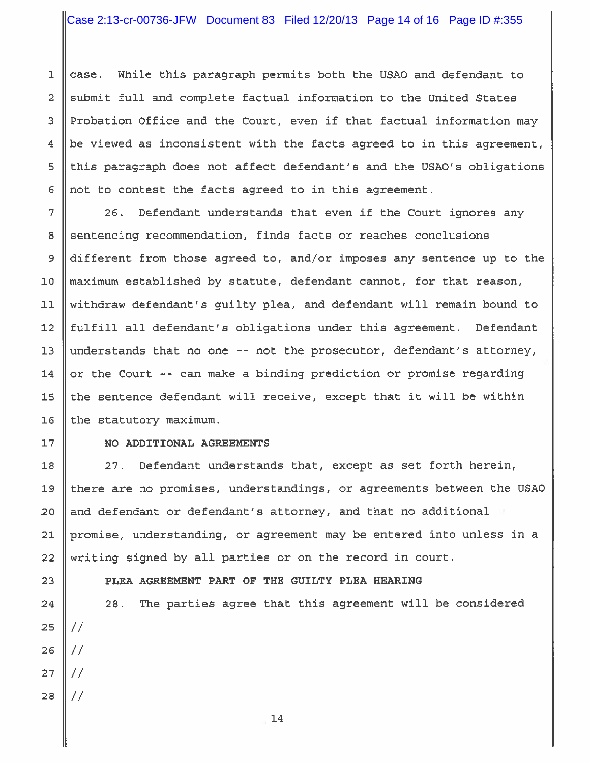case. While this paragraph permits both the USAO and defendant to submit full and complete factual information to the United States Probation Office and the Court, even if that factual information may be viewed as inconsistent with the facts agreed to in this agreement, this paragraph does not affect defendant's and the USAO's obligations not to contest the facts agreed to in this agreement.

26. Defendant understands that even if the Court ignores any sentencing recommendation, finds facts or reaches conclusions different from those agreed to, and/or imposes any sentence up to the maximum established by statute, defendant cannot, for that reason, withdraw defendant's guilty plea, and defendant will remain bound to fulfill all defendant's obligations under this agreement. Defendant understands that no one -- not the prosecutor, defendant's attorney, or the Court -- can make a binding prediction or promise regarding the sentence defendant will receive, except that it will be within the statutory maximum.

**NO ADDITIONAL AGREEMENTS**

27. Defendant understands that, except as set forth herein, there are no promises, understandings, or agreements between the USAO and defendant or defendant's attorney, and that no additional promise, understanding, or agreement may be entered into unless in a writing signed by all parties or on the record in court.

**PLEA AGREEMENT PART OF THE GUILTY PLEA HEARING**

28. The parties agree that this agreement will be considered

//

//

//

//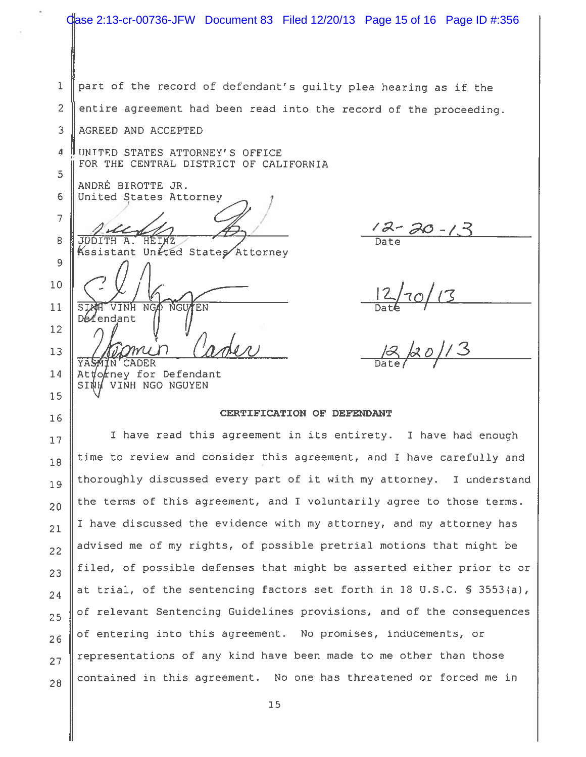part of the record of defendant's guilty plea hearing as if the entire agreement had been read into the record of the proceeding.

AGREED AND ACCEPTED

UNITED STATES ATTORNEY'S OFFICE
FOR THE CENTRAL DISTRICT OF CALIFORNIA

ANDRÉ BIROTTE JR.
United States Attorney

| | |
|---|---|
| JUDITH A. HEINZ<br>Assistant United States Attorney | 12-20-13<br>Date |
| SINH VINH NGO NGUYEN<br>Defendant | 12/20/13<br>Date |
| YASMIN CADER<br>Attorney for Defendant<br>SINH VINH NGO NGUYEN | 12/20/13<br>Date |

**CERTIFICATION OF DEFENDANT**

I have read this agreement in its entirety. I have had enough time to review and consider this agreement, and I have carefully and thoroughly discussed every part of it with my attorney. I understand the terms of this agreement, and I voluntarily agree to those terms. I have discussed the evidence with my attorney, and my attorney has advised me of my rights, of possible pretrial motions that might be filed, of possible defenses that might be asserted either prior to or at trial, of the sentencing factors set forth in 18 U.S.C. § 3553(a), of relevant Sentencing Guidelines provisions, and of the consequences of entering into this agreement. No promises, inducements, or representations of any kind have been made to me other than those contained in this agreement. No one has threatened or forced me in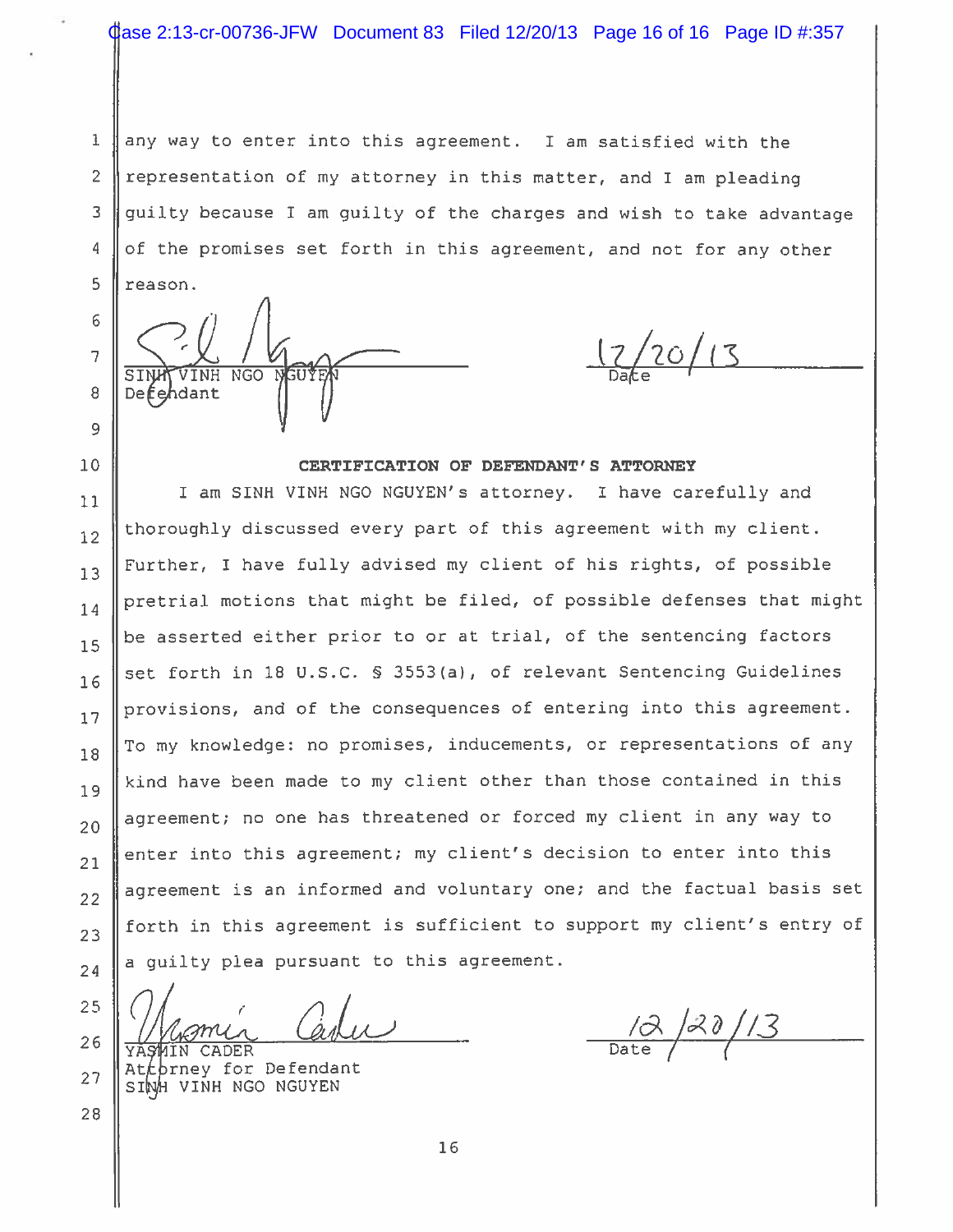any way to enter into this agreement. I am satisfied with the representation of my attorney in this matter, and I am pleading guilty because I am guilty of the charges and wish to take advantage of the promises set forth in this agreement, and not for any other reason.

SINH VINH NGO NGUYEN
Defendant

12/20/13
Date

**CERTIFICATION OF DEFENDANT'S ATTORNEY**

I am SINH VINH NGO NGUYEN's attorney. I have carefully and thoroughly discussed every part of this agreement with my client. Further, I have fully advised my client of his rights, of possible pretrial motions that might be filed, of possible defenses that might be asserted either prior to or at trial, of the sentencing factors set forth in 18 U.S.C. § 3553(a), of relevant Sentencing Guidelines provisions, and of the consequences of entering into this agreement. To my knowledge: no promises, inducements, or representations of any kind have been made to my client other than those contained in this agreement; no one has threatened or forced my client in any way to enter into this agreement; my client's decision to enter into this agreement is an informed and voluntary one; and the factual basis set forth in this agreement is sufficient to support my client's entry of a guilty plea pursuant to this agreement.

YASMIN CADER
Attorney for Defendant
SINH VINH NGO NGUYEN

12/20/13
Date